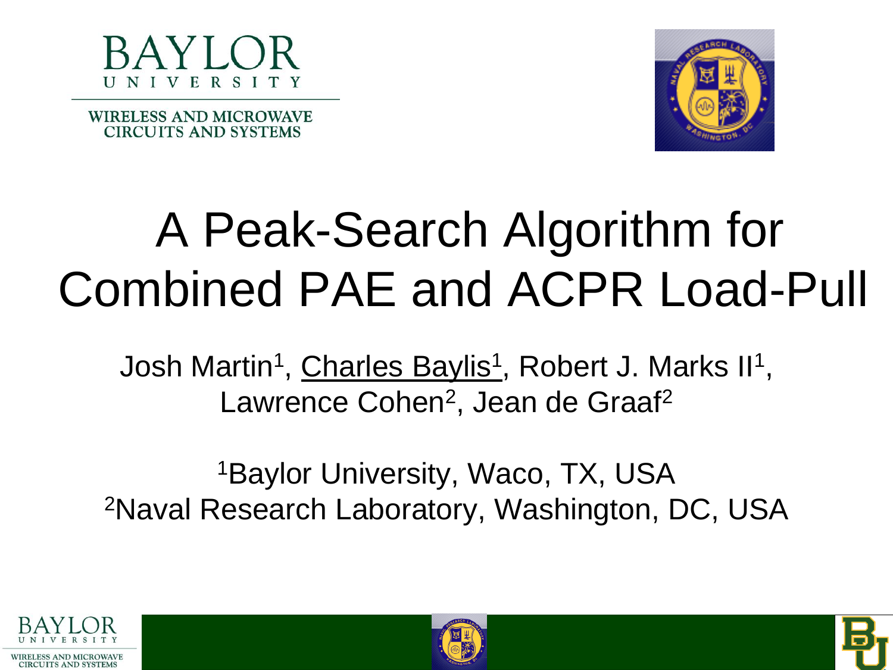BAYLOR UNIVERSITY

WIRELESS AND MICROWAVE CIRCUITS AND SYSTEMS

# A Peak-Search Algorithm for Combined PAE and ACPR Load-Pull

Josh Martin[1], Charles Baylis[1], Robert J. Marks II[1], Lawrence Cohen[2], Jean de Graaf[2]

[1]Baylor University, Waco, TX, USA
[2]Naval Research Laboratory, Washington, DC, USA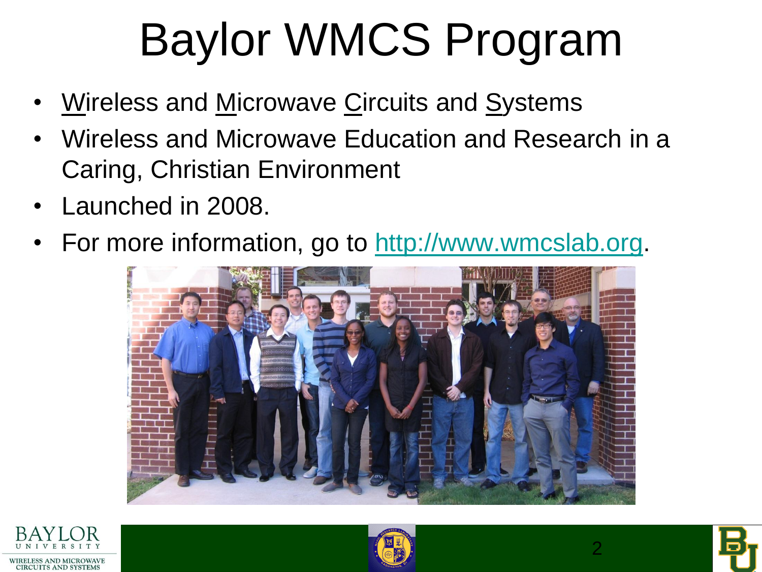# Baylor WMCS Program

- Wireless and Microwave Circuits and Systems
- Wireless and Microwave Education and Research in a Caring, Christian Environment
- Launched in 2008.
- For more information, go to http://www.wmcslab.org.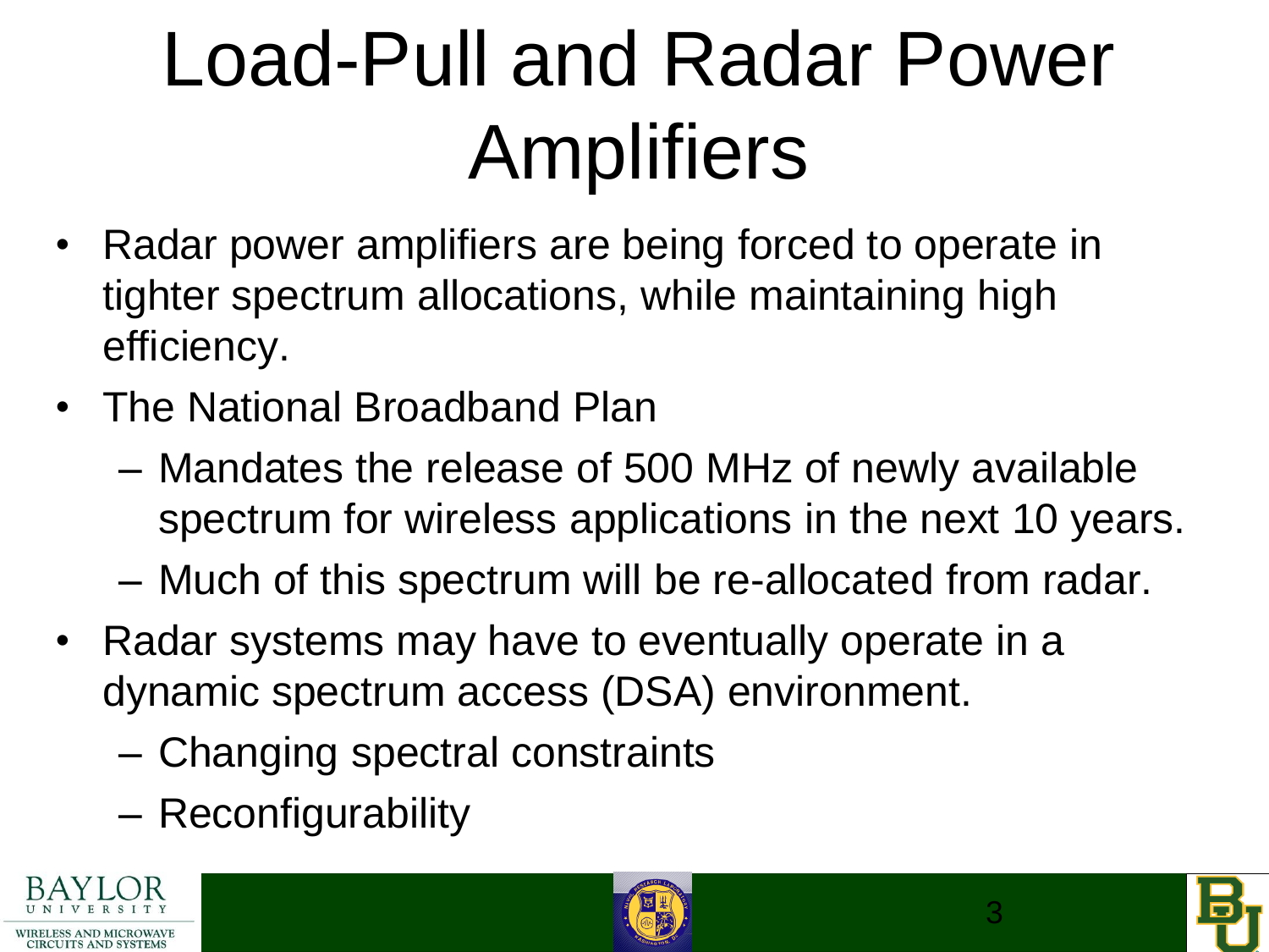# Load-Pull and Radar Power Amplifiers

- Radar power amplifiers are being forced to operate in tighter spectrum allocations, while maintaining high efficiency.
- The National Broadband Plan
  - Mandates the release of 500 MHz of newly available spectrum for wireless applications in the next 10 years.
  - Much of this spectrum will be re-allocated from radar.
- Radar systems may have to eventually operate in a dynamic spectrum access (DSA) environment.
  - Changing spectral constraints
  - Reconfigurability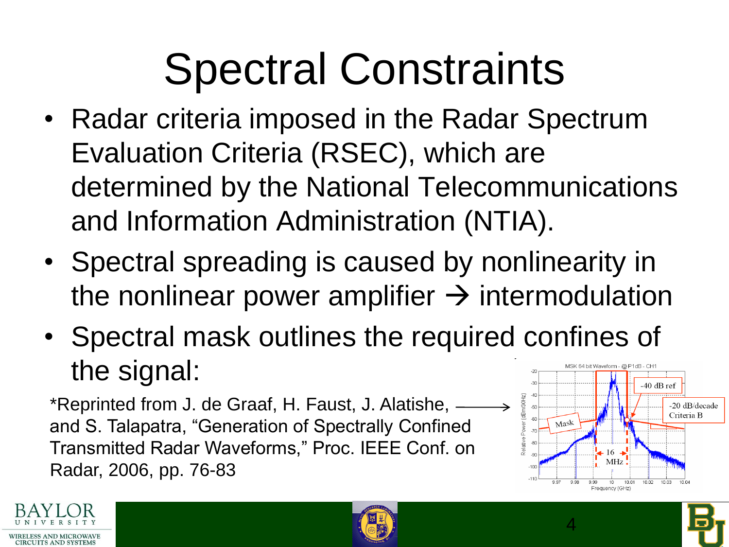# Spectral Constraints

- Radar criteria imposed in the Radar Spectrum Evaluation Criteria (RSEC), which are determined by the National Telecommunications and Information Administration (NTIA).
- Spectral spreading is caused by nonlinearity in the nonlinear power amplifier → intermodulation
- Spectral mask outlines the required confines of the signal:

*Reprinted from J. de Graaf, H. Faust, J. Alatishe, and S. Talapatra, "Generation of Spectrally Confined Transmitted Radar Waveforms," Proc. IEEE Conf. on Radar, 2006, pp. 76-83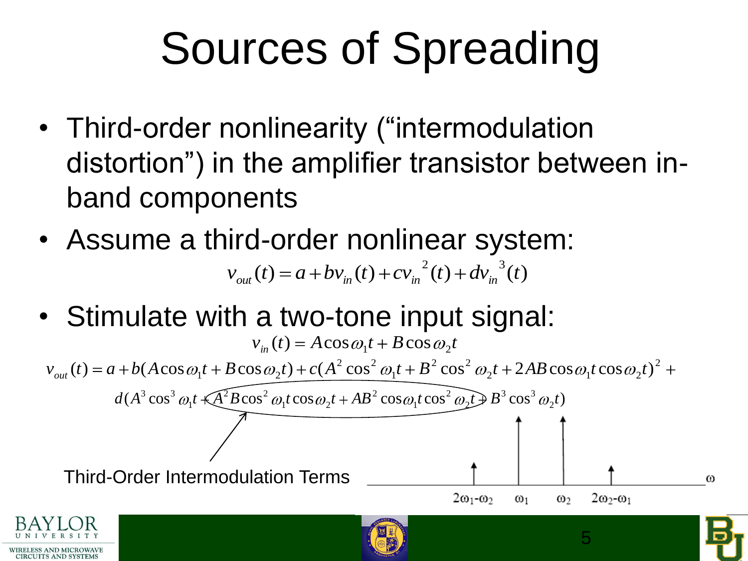# Sources of Spreading

- Third-order nonlinearity ("intermodulation distortion") in the amplifier transistor between in-band components
- Assume a third-order nonlinear system:

$$v_{out}(t) = a + bv_{in}(t) + cv_{in}^{2}(t) + dv_{in}^{3}(t)$$

- Stimulate with a two-tone input signal:

$$v_{in}(t) = A\cos\omega_1 t + B\cos\omega_2 t$$

$$v_{out}(t) = a + b(A\cos\omega_1 t + B\cos\omega_2 t) + c(A^2\cos^2\omega_1 t + B^2\cos^2\omega_2 t + 2AB\cos\omega_1 t\cos\omega_2 t)^2 +$$

$$d(A^3\cos^3\omega_1 t + A^2 B\cos^2\omega_1 t\cos\omega_2 t + AB^2\cos\omega_1 t\cos^2\omega_2 t + B^3\cos^3\omega_2 t)$$

Third-Order Intermodulation Terms

$2\omega_1$-$\omega_2$ $\omega_1$ $\omega_2$ $2\omega_2$-$\omega_1$ $\omega$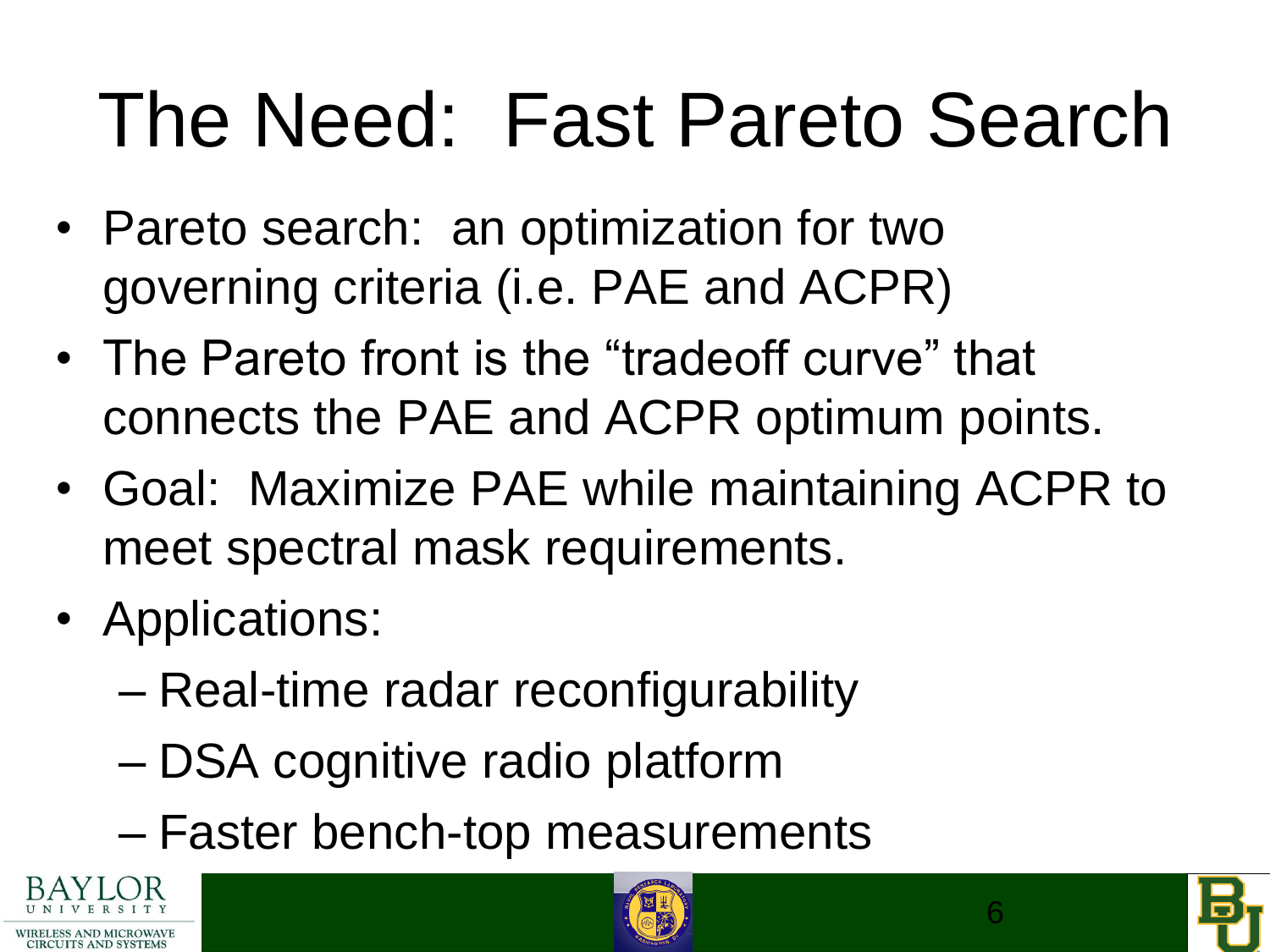# The Need: Fast Pareto Search

- Pareto search: an optimization for two governing criteria (i.e. PAE and ACPR)
- The Pareto front is the "tradeoff curve" that connects the PAE and ACPR optimum points.
- Goal: Maximize PAE while maintaining ACPR to meet spectral mask requirements.
- Applications:
  - Real-time radar reconfigurability
  - DSA cognitive radio platform
  - Faster bench-top measurements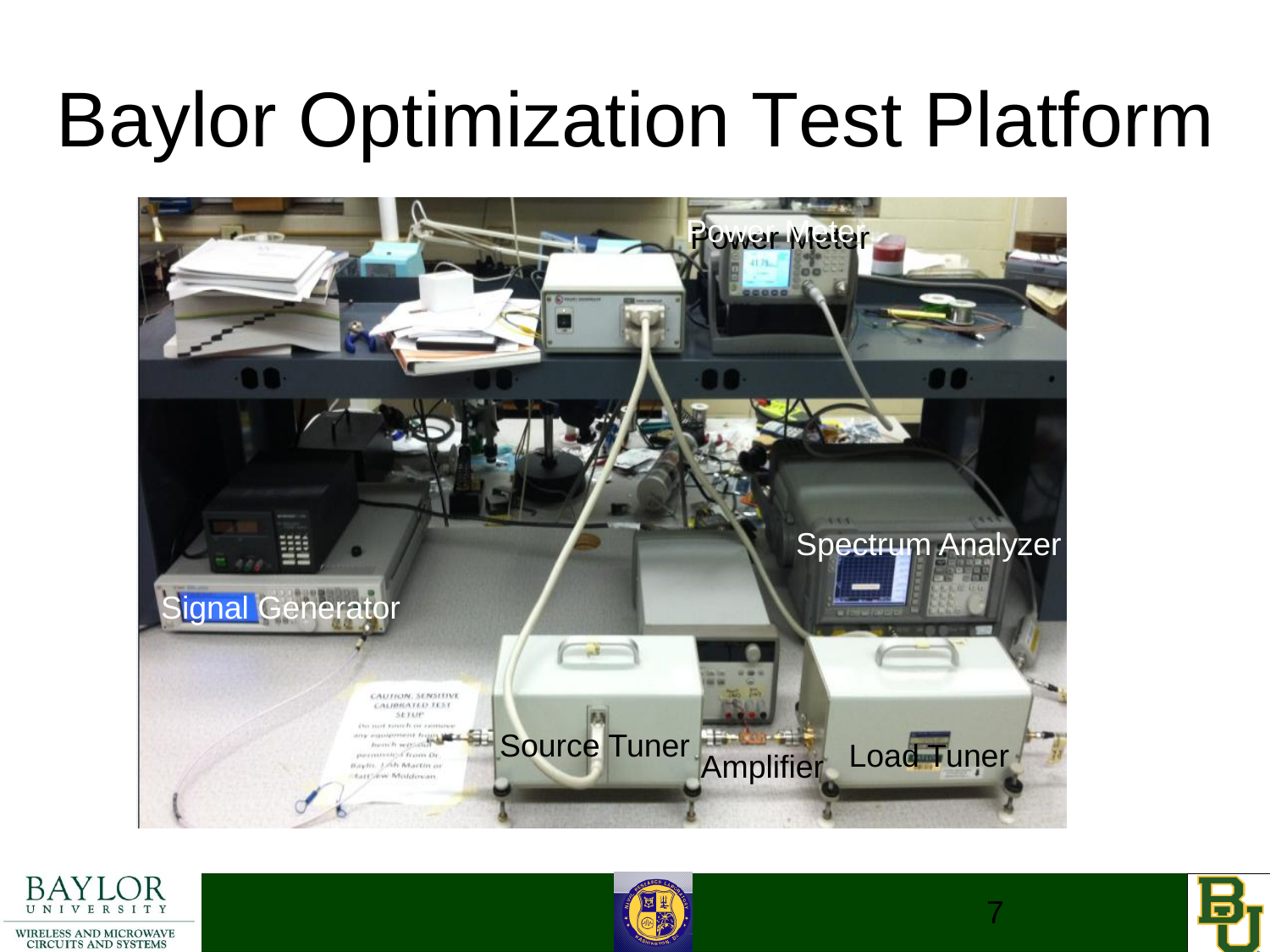# Baylor Optimization Test Platform

Power Meter

Spectrum Analyzer

Signal Generator

Source Tuner

Amplifier

Load Tuner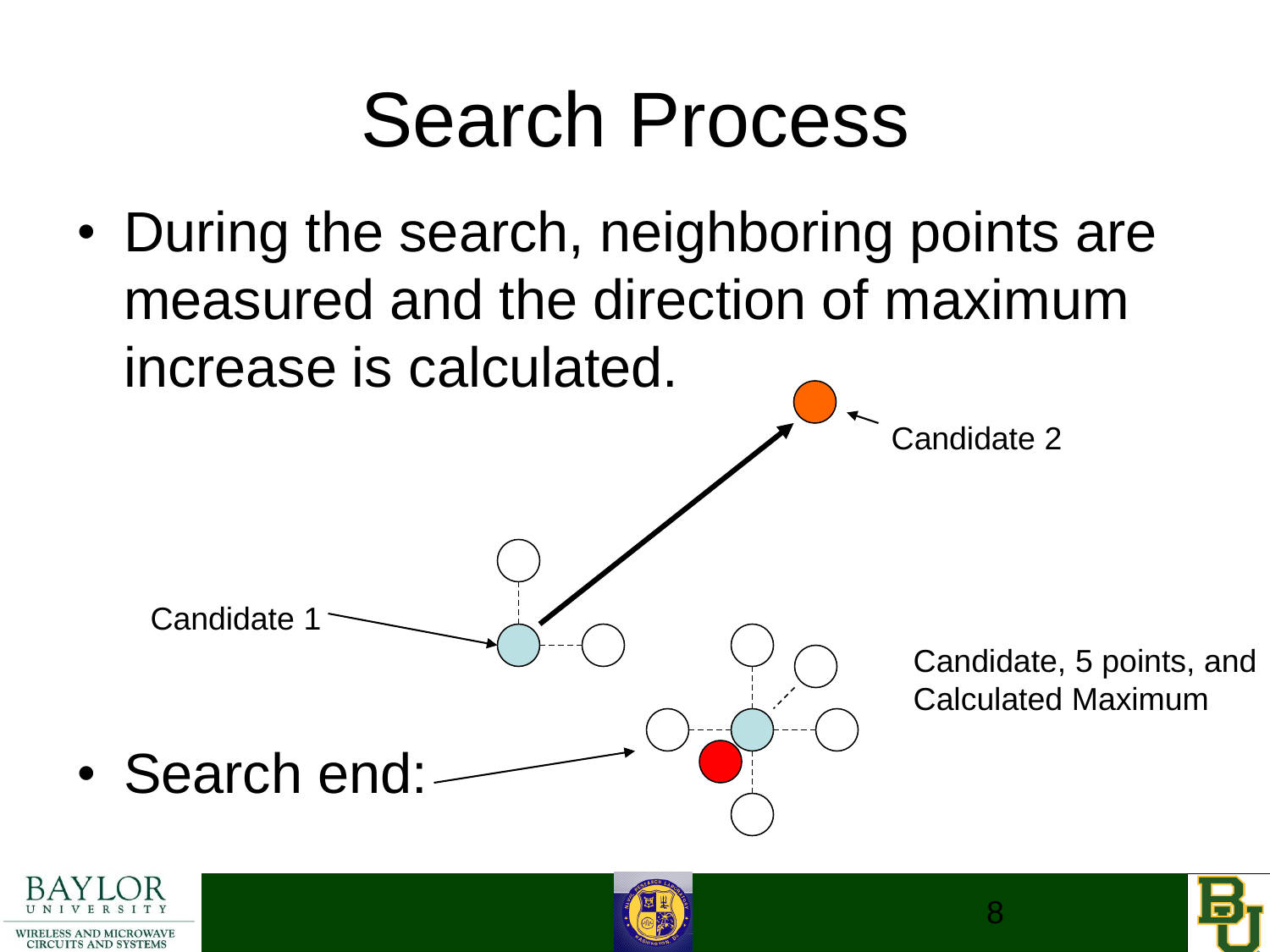# Search Process

- During the search, neighboring points are measured and the direction of maximum increase is calculated.

Candidate 1

Candidate 2

Candidate, 5 points, and Calculated Maximum

- Search end: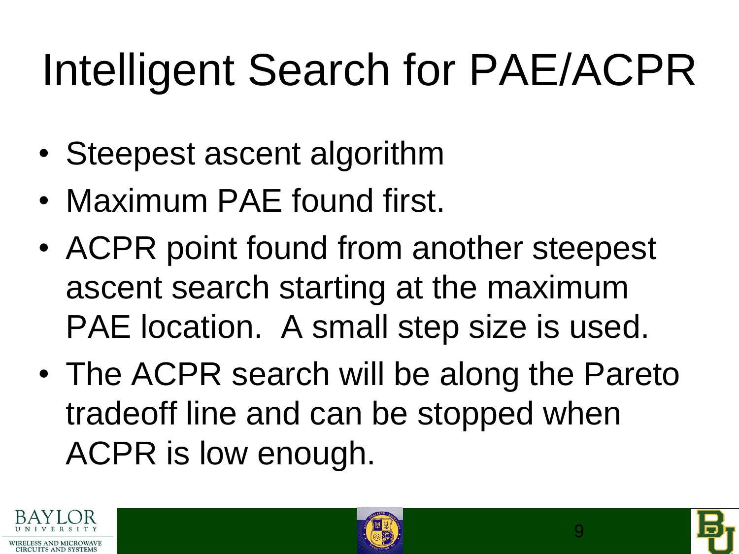# Intelligent Search for PAE/ACPR

- Steepest ascent algorithm
- Maximum PAE found first.
- ACPR point found from another steepest ascent search starting at the maximum PAE location. A small step size is used.
- The ACPR search will be along the Pareto tradeoff line and can be stopped when ACPR is low enough.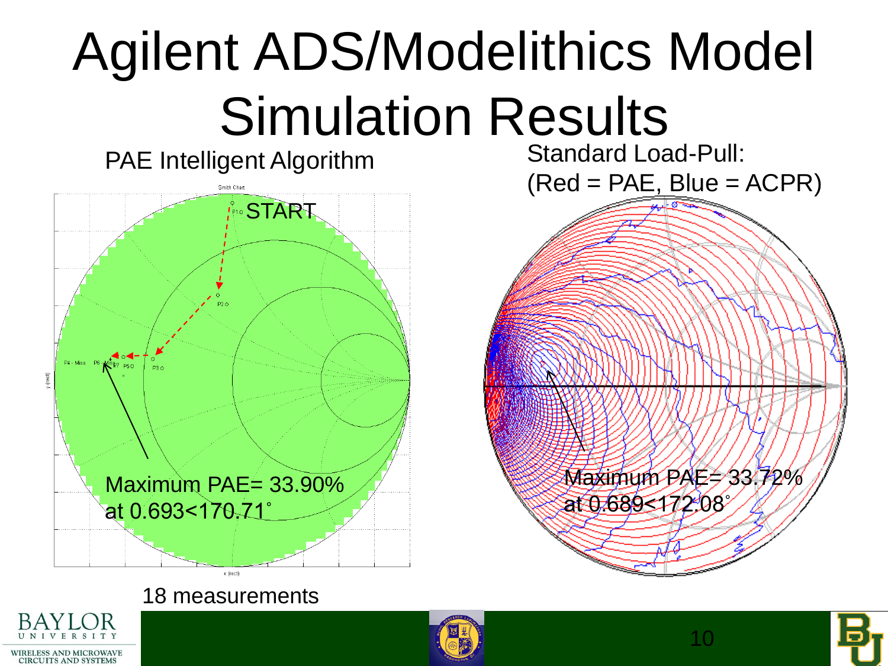# Agilent ADS/Modelithics Model Simulation Results

PAE Intelligent Algorithm

START

Maximum PAE= 33.90% at 0.693<170.71˚

18 measurements

Standard Load-Pull: (Red = PAE, Blue = ACPR)

Maximum PAE= 33.72% at 0.689<172.08˚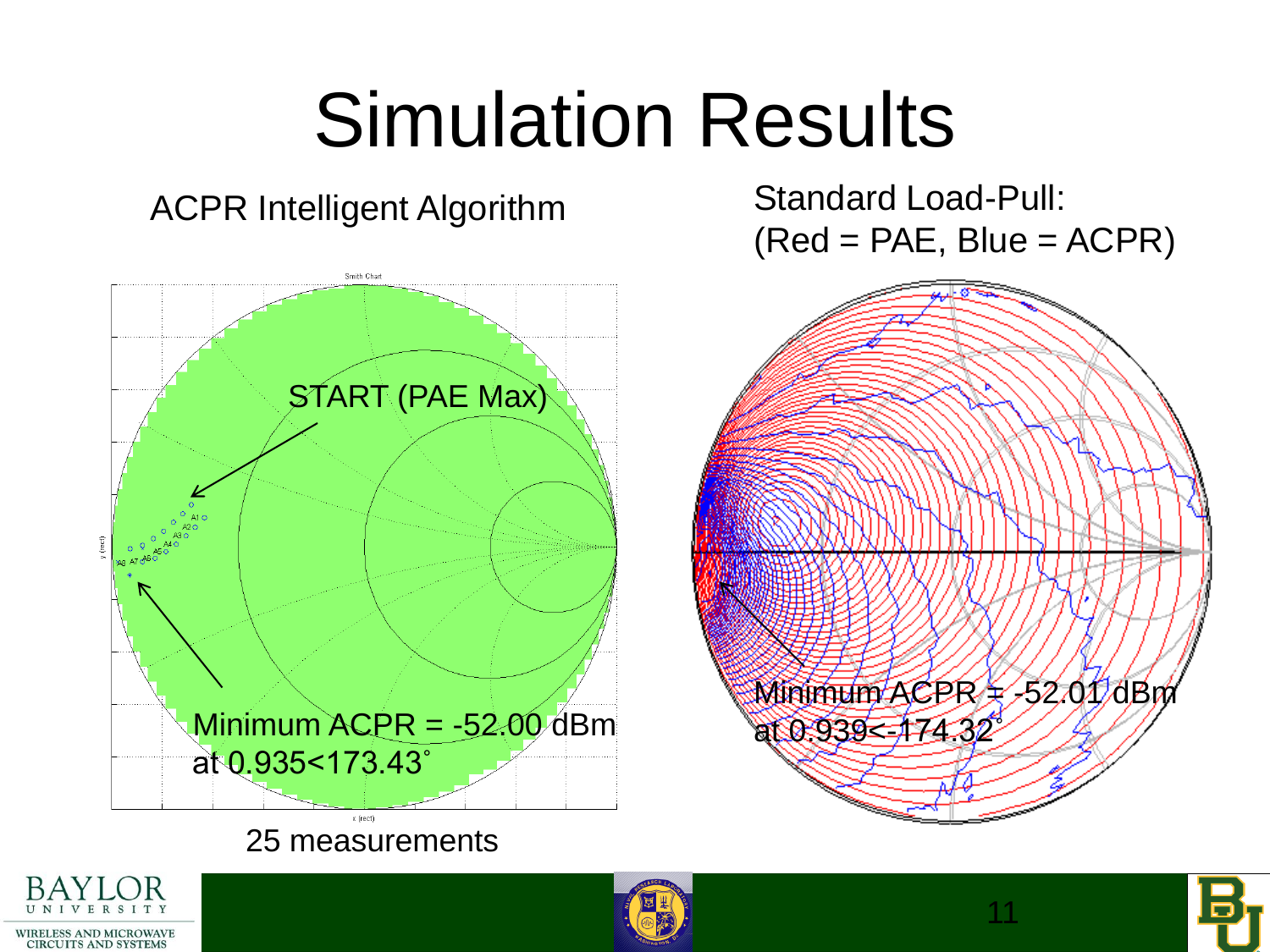# Simulation Results

ACPR Intelligent Algorithm

START (PAE Max)

Minimum ACPR = -52.00 dBm at 0.935<173.43˚

25 measurements

Standard Load-Pull:
(Red = PAE, Blue = ACPR)

Minimum ACPR = -52.01 dBm at 0.939<-174.32˚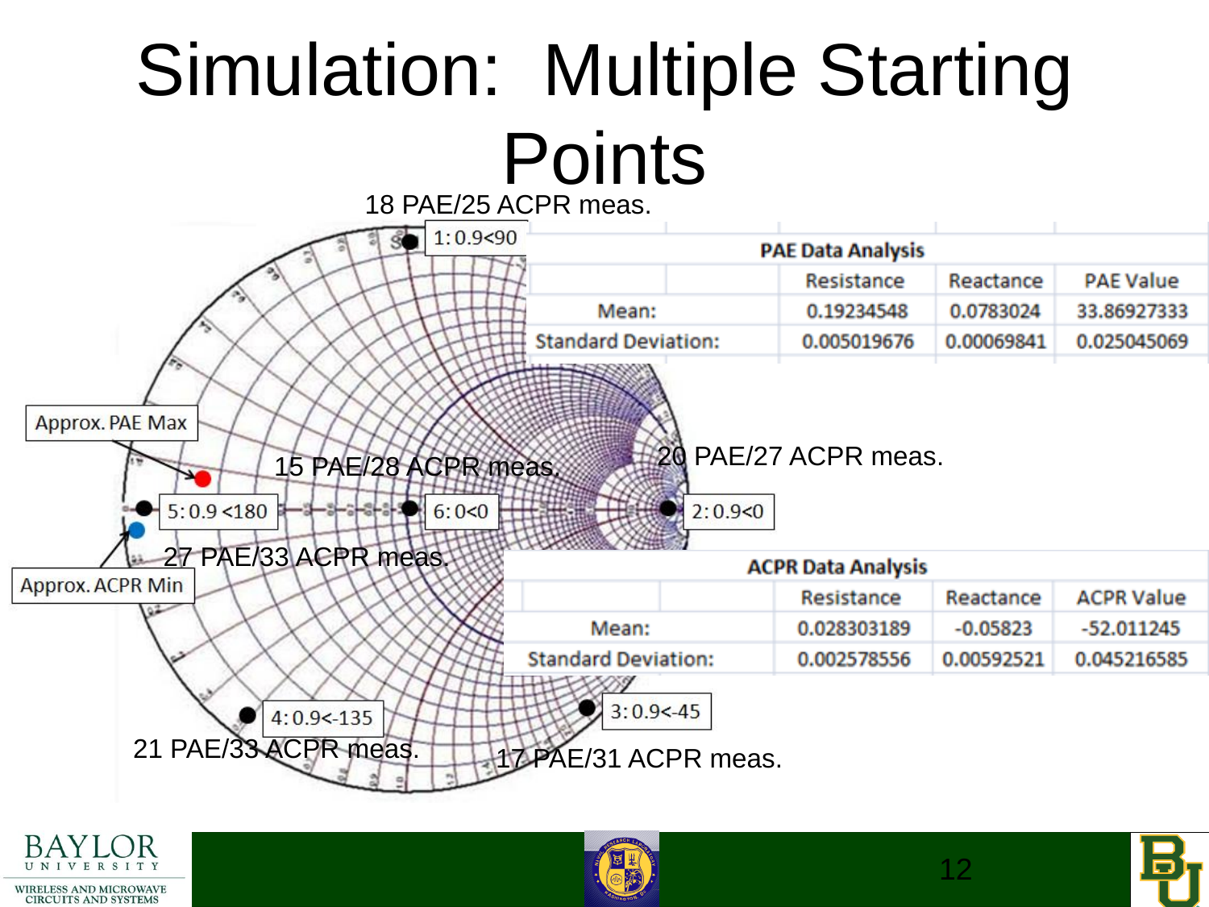# Simulation: Multiple Starting Points

18 PAE/25 ACPR meas.

1: 0.9<90

Approx. PAE Max

15 PAE/28 ACPR meas.

20 PAE/27 ACPR meas.

5: 0.9 <180

6: 0<0

2: 0.9<0

27 PAE/33 ACPR meas.

Approx. ACPR Min

4: 0.9<-135

3: 0.9<-45

21 PAE/33 ACPR meas.

17 PAE/31 ACPR meas.

**PAE Data Analysis**

| | Resistance | Reactance | PAE Value |
|---|---|---|---|
| Mean: | 0.19234548 | 0.0783024 | 33.86927333 |
| Standard Deviation: | 0.005019676 | 0.00069841 | 0.025045069 |

**ACPR Data Analysis**

| | Resistance | Reactance | ACPR Value |
|---|---|---|---|
| Mean: | 0.028303189 | -0.05823 | -52.011245 |
| Standard Deviation: | 0.002578556 | 0.00592521 | 0.045216585 |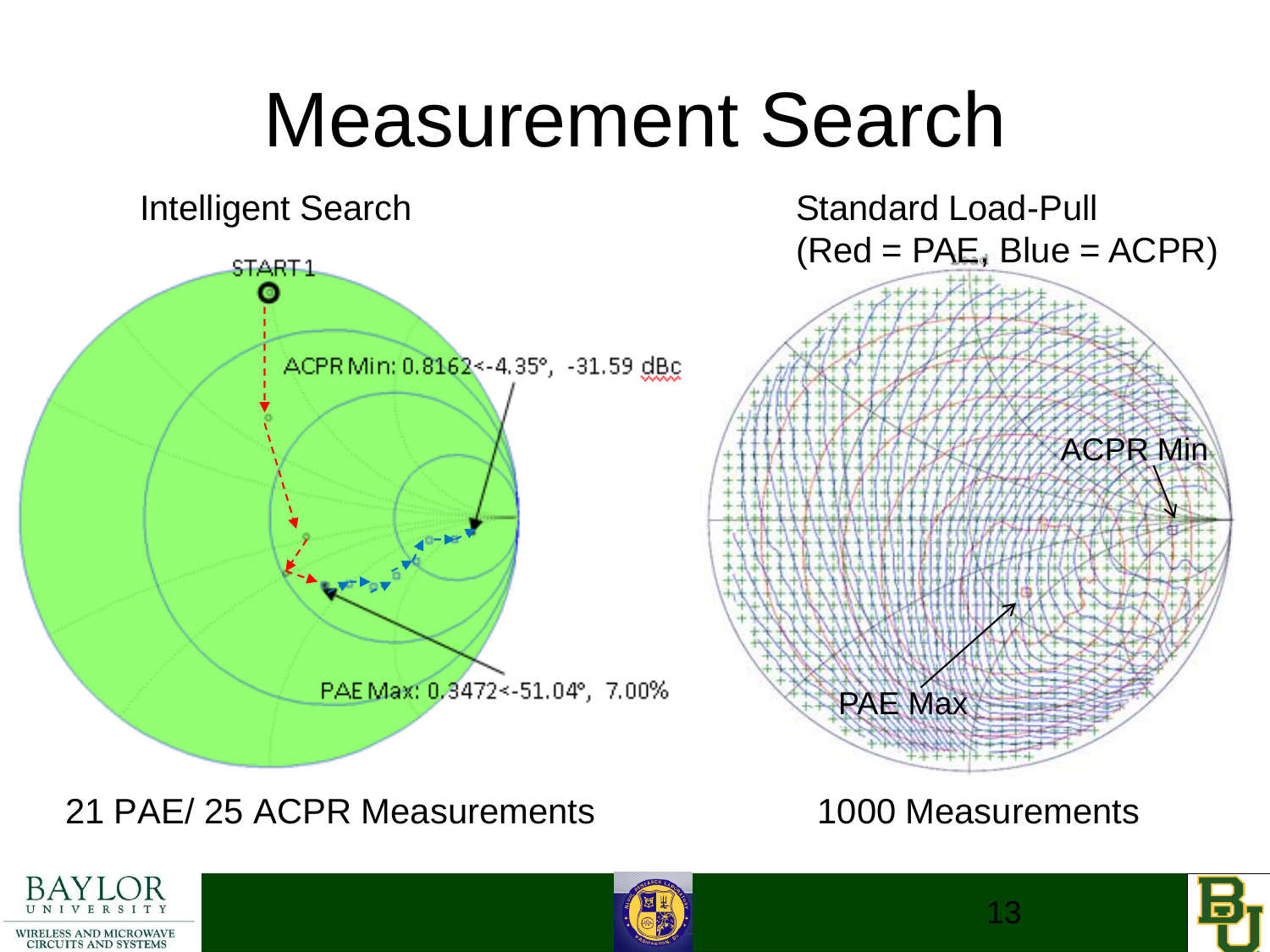# Measurement Search

Intelligent Search

START 1

ACPR Min: 0.8162<-4.35°, -31.59 dBc

PAE Max: 0.3472<-51.04°, 7.00%

21 PAE/ 25 ACPR Measurements

Standard Load-Pull
(Red = PAE, Blue = ACPR)

ACPR Min

PAE Max

1000 Measurements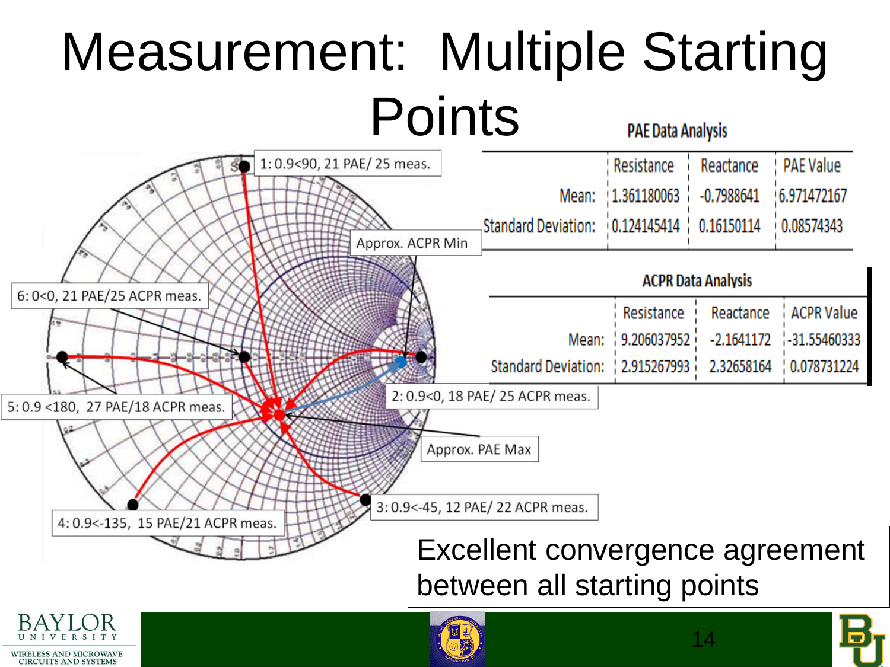# Measurement: Multiple Starting Points

1: 0.9<90, 21 PAE/ 25 meas.

Approx. ACPR Min

6: 0<0, 21 PAE/25 ACPR meas.

5: 0.9 <180, 27 PAE/18 ACPR meas.

2: 0.9<0, 18 PAE/ 25 ACPR meas.

Approx. PAE Max

3: 0.9<-45, 12 PAE/ 22 ACPR meas.

4: 0.9<-135, 15 PAE/21 ACPR meas.

**PAE Data Analysis**

| | Resistance | Reactance | PAE Value |
|---|---|---|---|
| Mean: | 1.361180063 | -0.7988641 | 6.971472167 |
| Standard Deviation: | 0.124145414 | 0.16150114 | 0.08574343 |

**ACPR Data Analysis**

| | Resistance | Reactance | ACPR Value |
|---|---|---|---|
| Mean: | 9.206037952 | -2.1641172 | -31.55460333 |
| Standard Deviation: | 2.915267993 | 2.32658164 | 0.078731224 |

Excellent convergence agreement between all starting points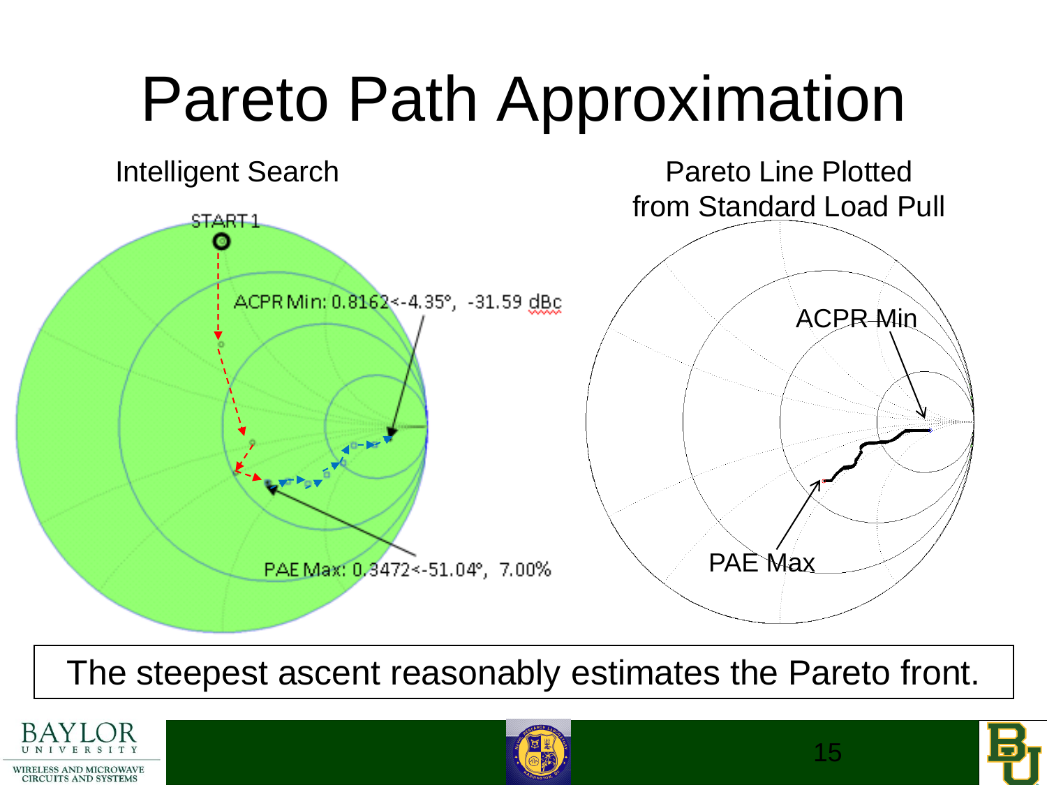# Pareto Path Approximation

Intelligent Search

START 1

ACPR Min: 0.8162<-4.35°, -31.59 dBc

PAE Max: 0.3472<-51.04°, 7.00%

Pareto Line Plotted from Standard Load Pull

ACPR Min

PAE Max

The steepest ascent reasonably estimates the Pareto front.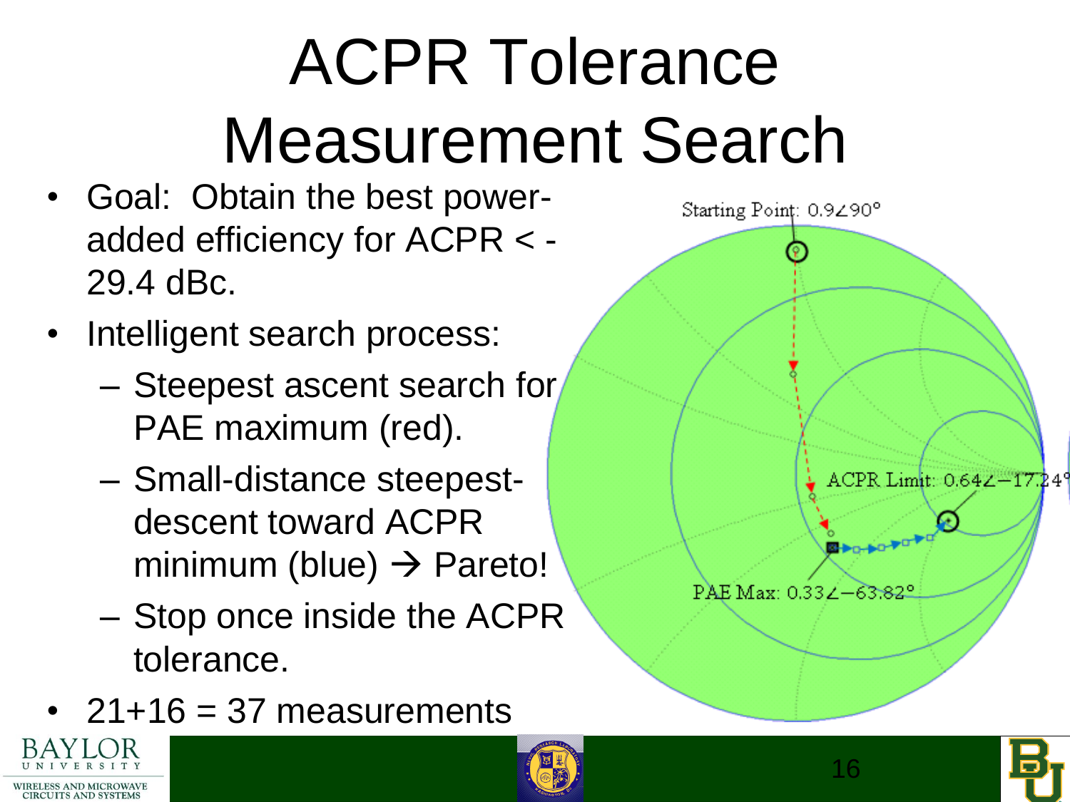# ACPR Tolerance Measurement Search

- Goal: Obtain the best power-added efficiency for ACPR < -29.4 dBc.
- Intelligent search process:
  - Steepest ascent search for PAE maximum (red).
  - Small-distance steepest-descent toward ACPR minimum (blue) → Pareto!
  - Stop once inside the ACPR tolerance.
- 21+16 = 37 measurements

Starting Point: 0.9∠90°

ACPR Limit: 0.64∠−17.24°

PAE Max: 0.33∠−63.82°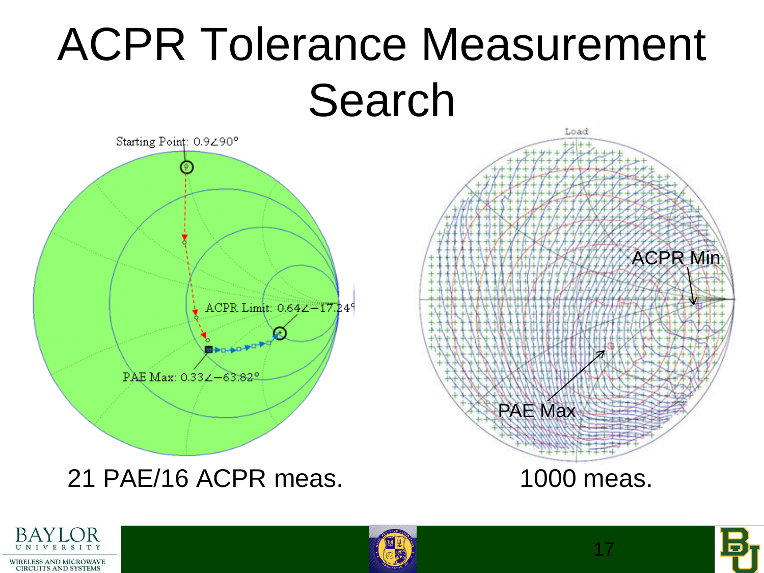# ACPR Tolerance Measurement Search

Starting Point: 0.9∠90°

ACPR Limit: 0.64∠−17.24°

PAE Max: 0.33∠−63.82°

Load

ACPR Min

PAE Max

21 PAE/16 ACPR meas.

1000 meas.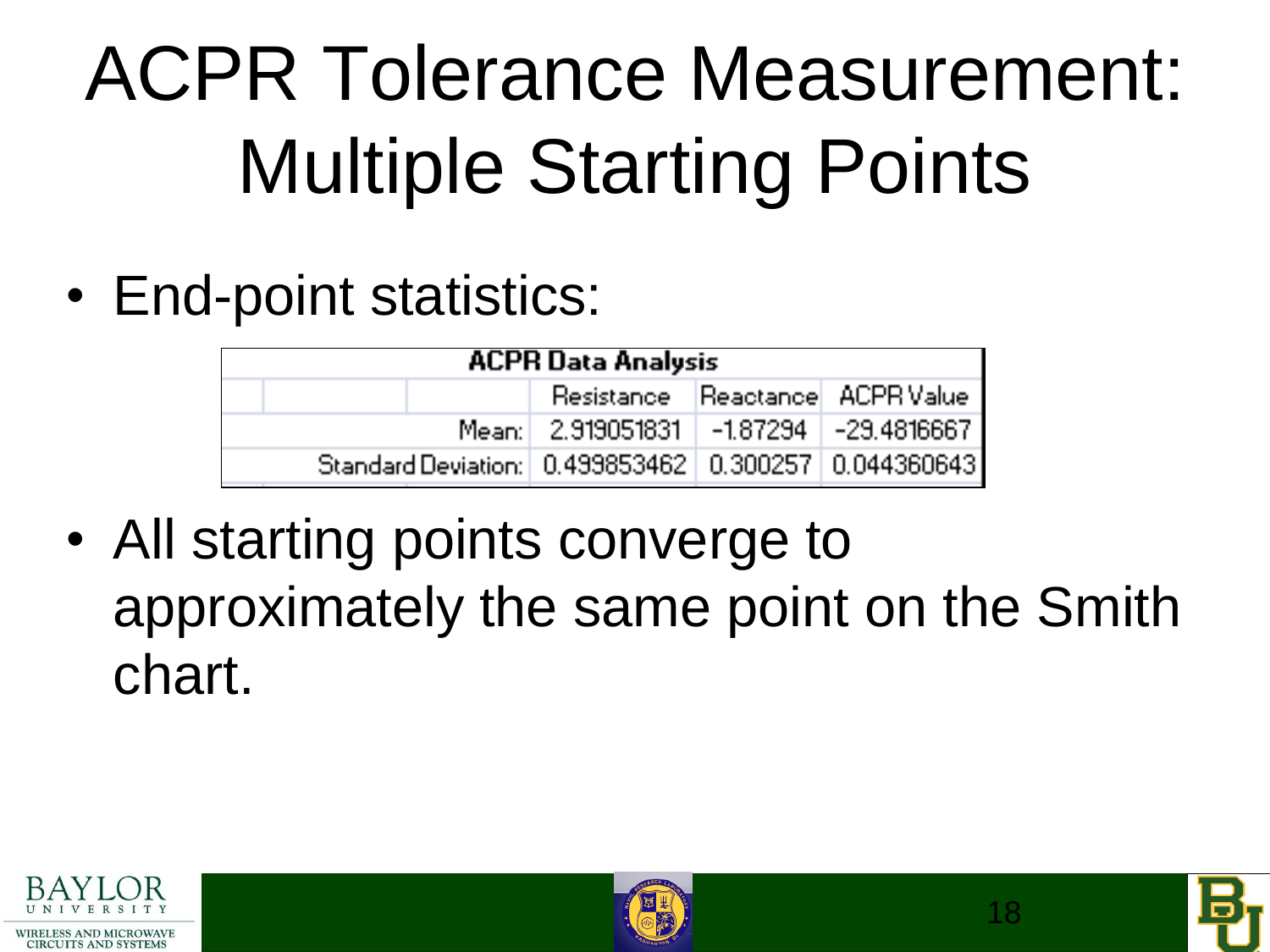# ACPR Tolerance Measurement: Multiple Starting Points

- End-point statistics:

| ACPR Data Analysis | | | |
|---|---|---|---|
| | Resistance | Reactance | ACPR Value |
| Mean: | 2.919051831 | -1.87294 | -29.4816667 |
| Standard Deviation: | 0.499853462 | 0.300257 | 0.044360643 |

- All starting points converge to approximately the same point on the Smith chart.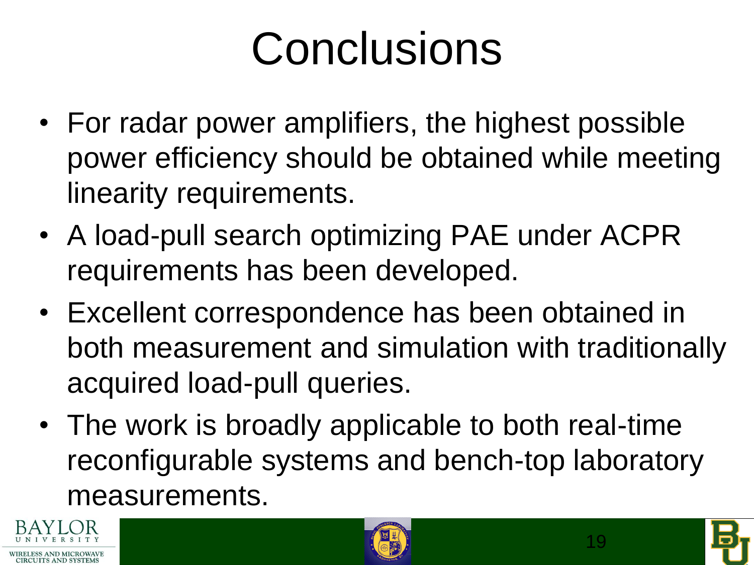# Conclusions

- For radar power amplifiers, the highest possible power efficiency should be obtained while meeting linearity requirements.
- A load-pull search optimizing PAE under ACPR requirements has been developed.
- Excellent correspondence has been obtained in both measurement and simulation with traditionally acquired load-pull queries.
- The work is broadly applicable to both real-time reconfigurable systems and bench-top laboratory measurements.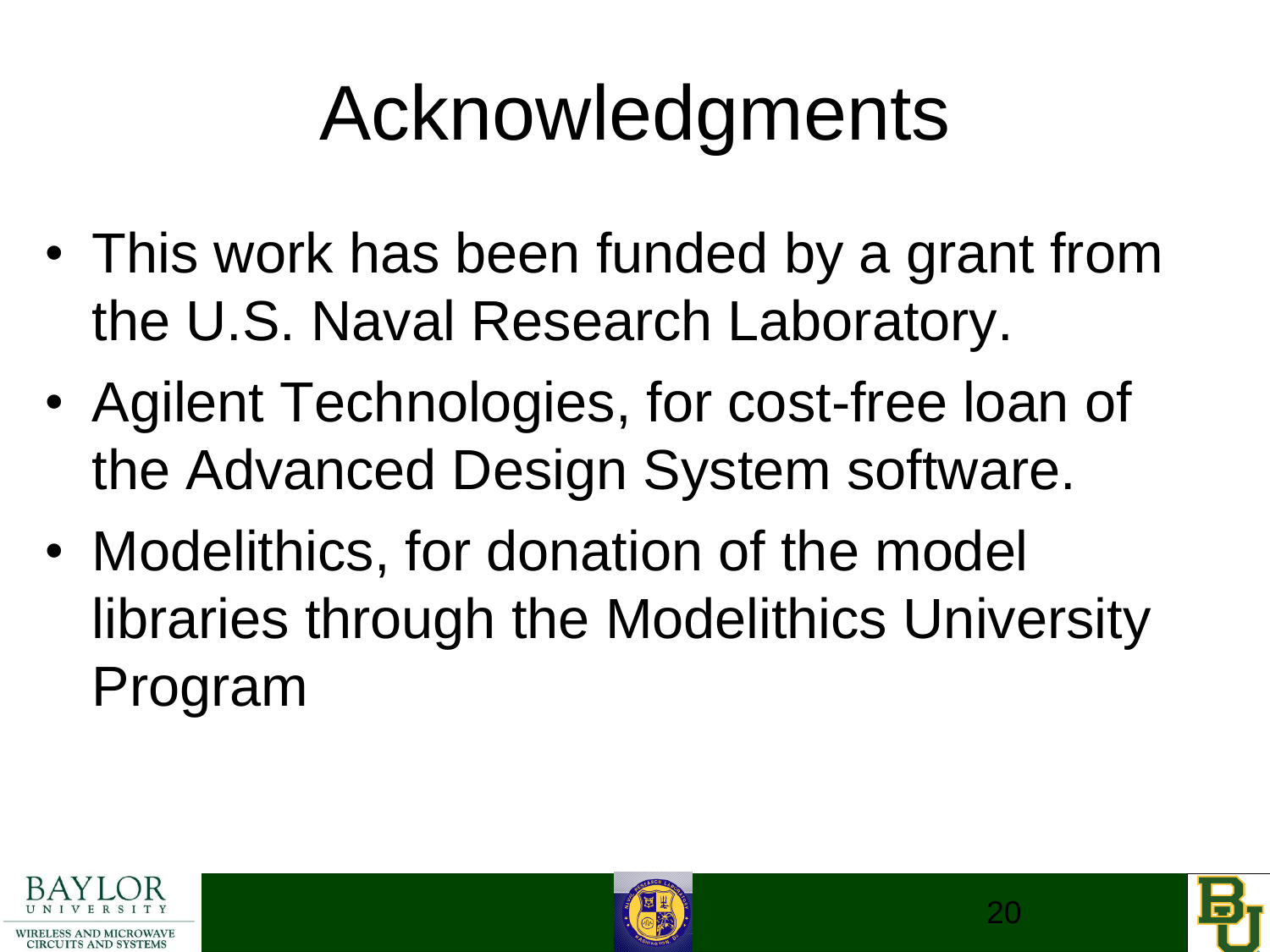# Acknowledgments

- This work has been funded by a grant from the U.S. Naval Research Laboratory.
- Agilent Technologies, for cost-free loan of the Advanced Design System software.
- Modelithics, for donation of the model libraries through the Modelithics University Program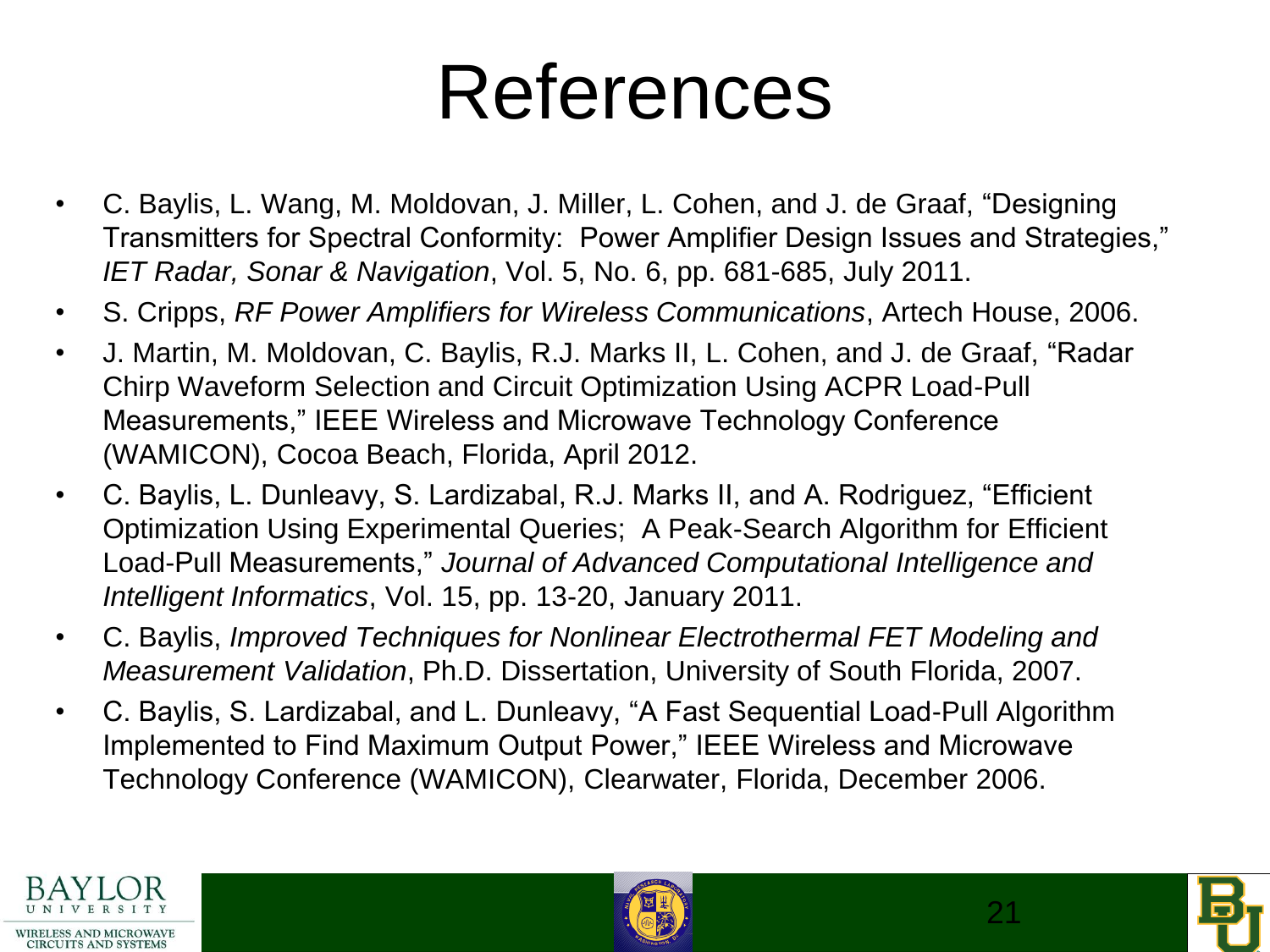# References

- C. Baylis, L. Wang, M. Moldovan, J. Miller, L. Cohen, and J. de Graaf, "Designing Transmitters for Spectral Conformity: Power Amplifier Design Issues and Strategies," *IET Radar, Sonar & Navigation*, Vol. 5, No. 6, pp. 681-685, July 2011.
- S. Cripps, *RF Power Amplifiers for Wireless Communications*, Artech House, 2006.
- J. Martin, M. Moldovan, C. Baylis, R.J. Marks II, L. Cohen, and J. de Graaf, "Radar Chirp Waveform Selection and Circuit Optimization Using ACPR Load-Pull Measurements," IEEE Wireless and Microwave Technology Conference (WAMICON), Cocoa Beach, Florida, April 2012.
- C. Baylis, L. Dunleavy, S. Lardizabal, R.J. Marks II, and A. Rodriguez, "Efficient Optimization Using Experimental Queries; A Peak-Search Algorithm for Efficient Load-Pull Measurements," *Journal of Advanced Computational Intelligence and Intelligent Informatics*, Vol. 15, pp. 13-20, January 2011.
- C. Baylis, *Improved Techniques for Nonlinear Electrothermal FET Modeling and Measurement Validation*, Ph.D. Dissertation, University of South Florida, 2007.
- C. Baylis, S. Lardizabal, and L. Dunleavy, "A Fast Sequential Load-Pull Algorithm Implemented to Find Maximum Output Power," IEEE Wireless and Microwave Technology Conference (WAMICON), Clearwater, Florida, December 2006.